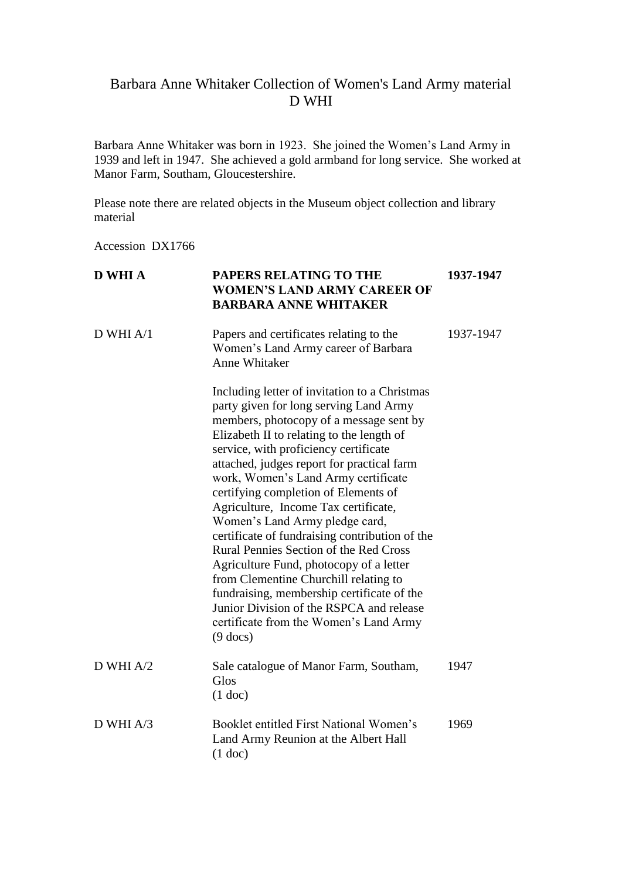# Barbara Anne Whitaker Collection of Women's Land Army material
# D WHI

Barbara Anne Whitaker was born in 1923. She joined the Women's Land Army in 1939 and left in 1947. She achieved a gold armband for long service. She worked at Manor Farm, Southam, Gloucestershire.

Please note there are related objects in the Museum object collection and library material

Accession DX1766

| **D WHI A** | **PAPERS RELATING TO THE WOMEN'S LAND ARMY CAREER OF BARBARA ANNE WHITAKER** | **1937-1947** |
|---|---|---|
| D WHI A/1 | Papers and certificates relating to the Women's Land Army career of Barbara Anne Whitaker<br><br>Including letter of invitation to a Christmas party given for long serving Land Army members, photocopy of a message sent by Elizabeth II to relating to the length of service, with proficiency certificate attached, judges report for practical farm work, Women's Land Army certificate certifying completion of Elements of Agriculture, Income Tax certificate, Women's Land Army pledge card, certificate of fundraising contribution of the Rural Pennies Section of the Red Cross Agriculture Fund, photocopy of a letter from Clementine Churchill relating to fundraising, membership certificate of the Junior Division of the RSPCA and release certificate from the Women's Land Army<br>(9 docs) | 1937-1947 |
| D WHI A/2 | Sale catalogue of Manor Farm, Southam, Glos<br>(1 doc) | 1947 |
| D WHI A/3 | Booklet entitled First National Women's Land Army Reunion at the Albert Hall<br>(1 doc) | 1969 |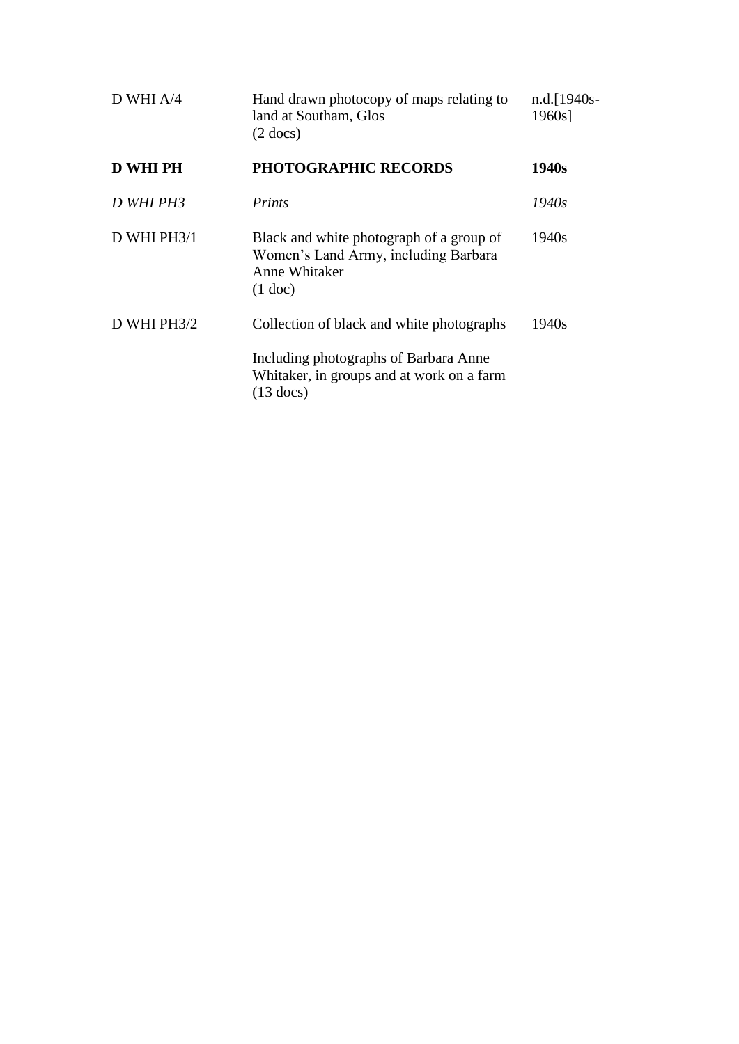| | | |
|---|---|---|
| D WHI A/4 | Hand drawn photocopy of maps relating to land at Southam, Glos<br>(2 docs) | n.d.[1940s-1960s] |
| **D WHI PH** | **PHOTOGRAPHIC RECORDS** | **1940s** |
| *D WHI PH3* | *Prints* | *1940s* |
| D WHI PH3/1 | Black and white photograph of a group of Women's Land Army, including Barbara Anne Whitaker<br>(1 doc) | 1940s |
| D WHI PH3/2 | Collection of black and white photographs<br><br>Including photographs of Barbara Anne Whitaker, in groups and at work on a farm<br>(13 docs) | 1940s |